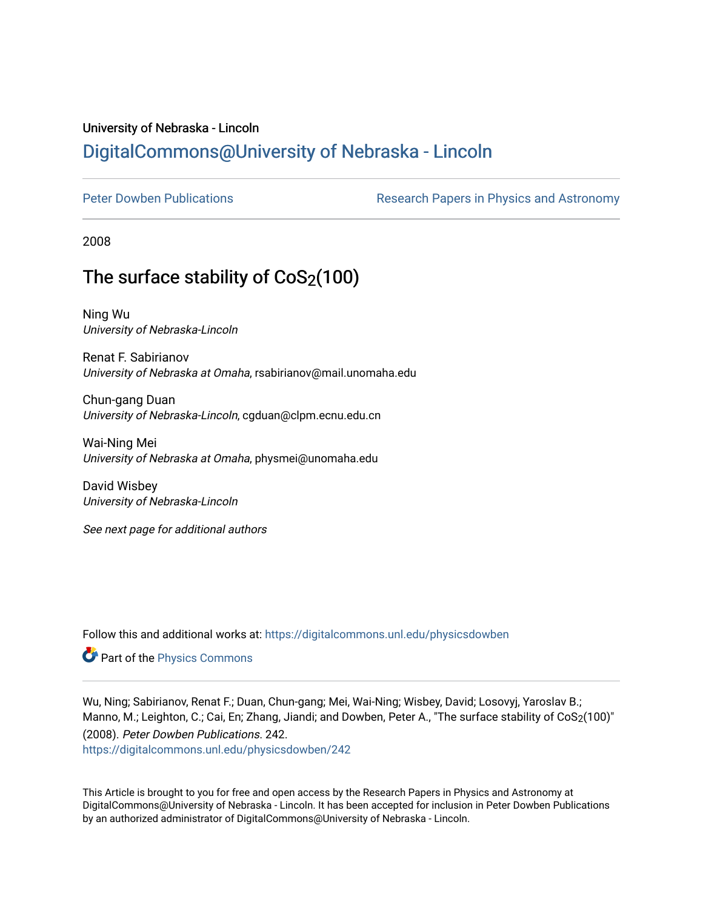University of Nebraska - Lincoln

# DigitalCommons@University of Nebraska - Lincoln

Peter Dowben Publications

Research Papers in Physics and Astronomy

2008

## The surface stability of $CoS_2$(100)

Ning Wu
*University of Nebraska-Lincoln*

Renat F. Sabirianov
*University of Nebraska at Omaha*, rsabirianov@mail.unomaha.edu

Chun-gang Duan
*University of Nebraska-Lincoln*, cgduan@clpm.ecnu.edu.cn

Wai-Ning Mei
*University of Nebraska at Omaha*, physmei@unomaha.edu

David Wisbey
*University of Nebraska-Lincoln*

*See next page for additional authors*

Follow this and additional works at: https://digitalcommons.unl.edu/physicsdowben

Part of the Physics Commons

Wu, Ning; Sabirianov, Renat F.; Duan, Chun-gang; Mei, Wai-Ning; Wisbey, David; Losovyj, Yaroslav B.; Manno, M.; Leighton, C.; Cai, En; Zhang, Jiandi; and Dowben, Peter A., "The surface stability of $CoS_2$(100)" (2008). *Peter Dowben Publications*. 242.
https://digitalcommons.unl.edu/physicsdowben/242

This Article is brought to you for free and open access by the Research Papers in Physics and Astronomy at DigitalCommons@University of Nebraska - Lincoln. It has been accepted for inclusion in Peter Dowben Publications by an authorized administrator of DigitalCommons@University of Nebraska - Lincoln.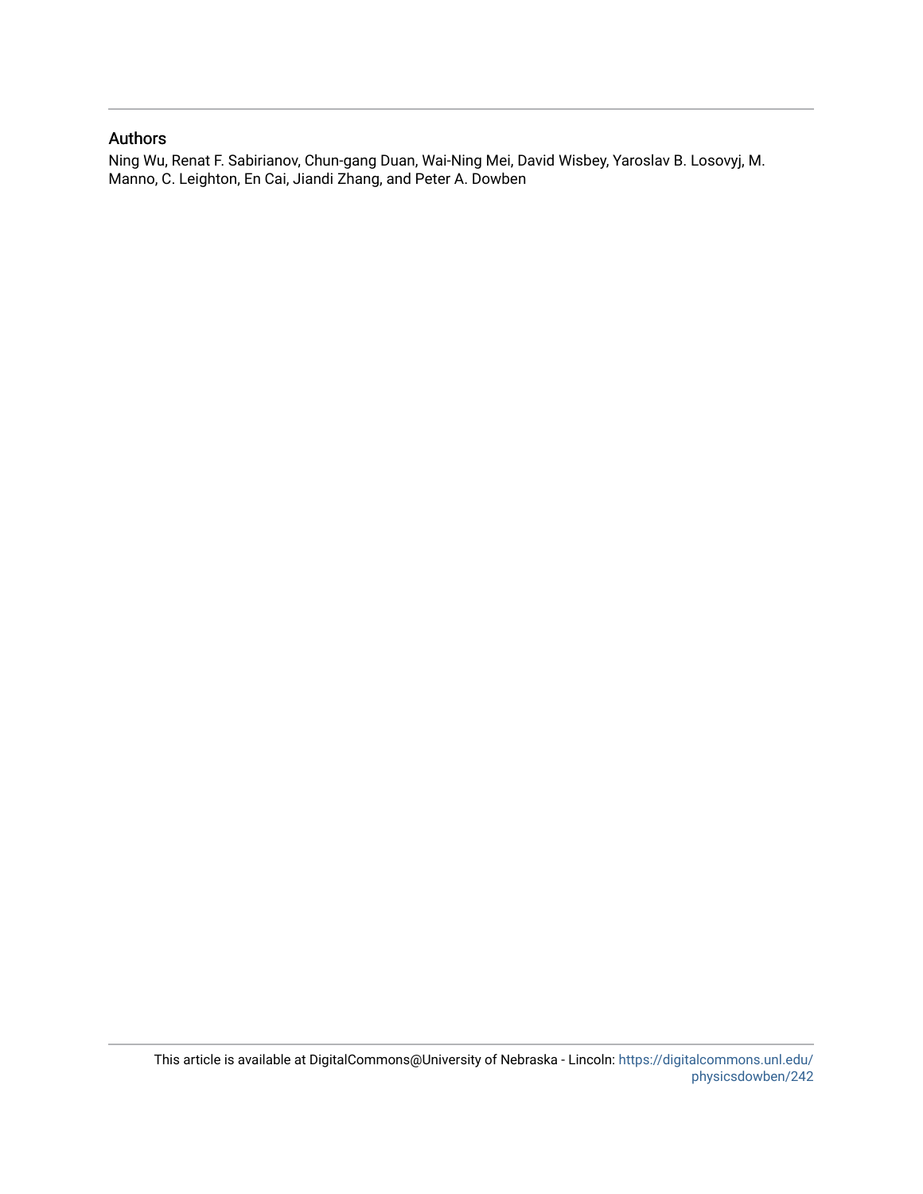## Authors

Ning Wu, Renat F. Sabirianov, Chun-gang Duan, Wai-Ning Mei, David Wisbey, Yaroslav B. Losovyj, M. Manno, C. Leighton, En Cai, Jiandi Zhang, and Peter A. Dowben

This article is available at DigitalCommons@University of Nebraska - Lincoln: https://digitalcommons.unl.edu/physicsdowben/242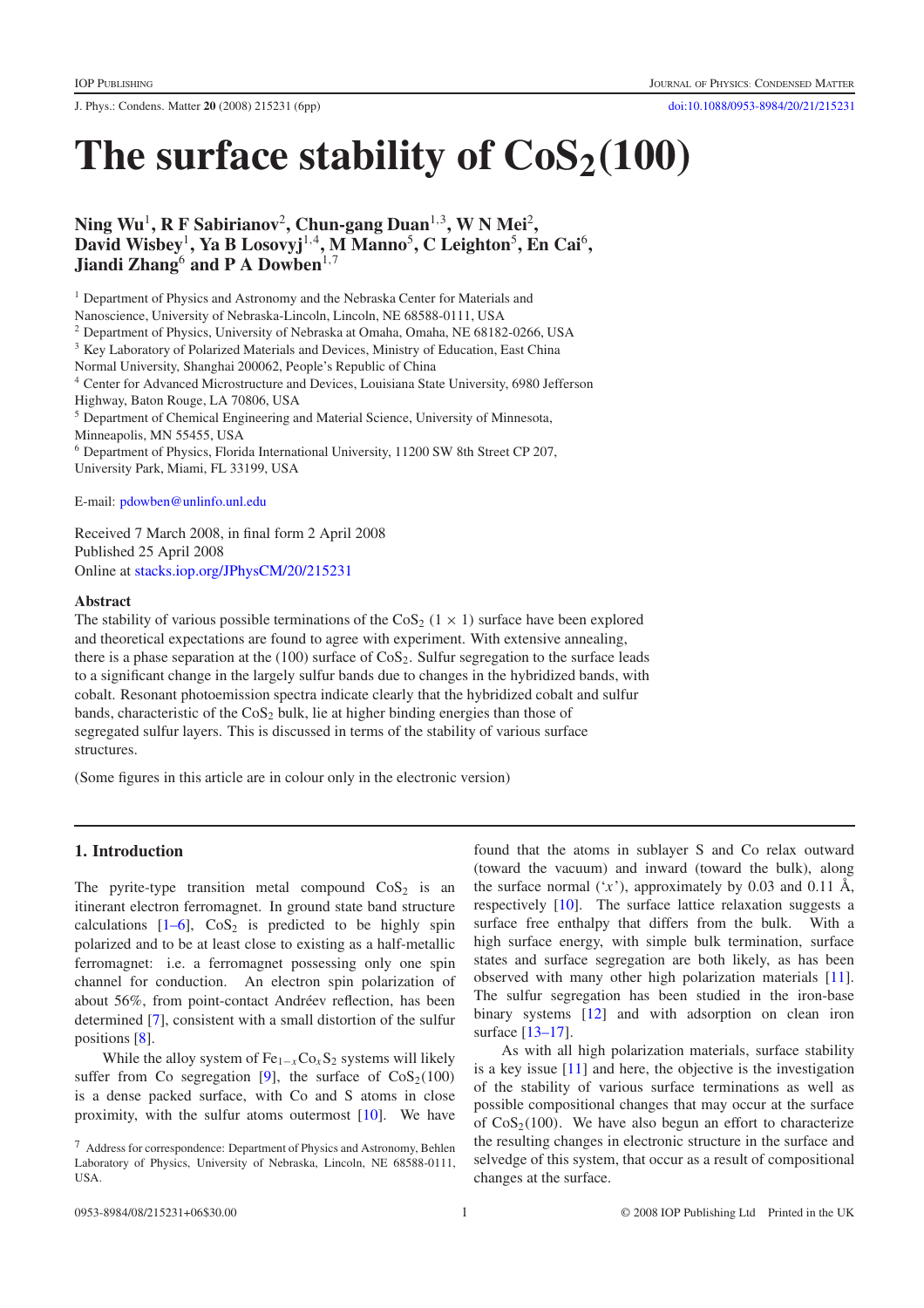# The surface stability of $CoS_2$(100)

**Ning Wu**[1], **R F Sabirianov**[2], **Chun-gang Duan**[1,3], **W N Mei**[2], **David Wisbey**[1], **Ya B Losovyj**[1,4], **M Manno**[5], **C Leighton**[5], **En Cai**[6], **Jiandi Zhang**[6] **and P A Dowben**[1,7]

[1] Department of Physics and Astronomy and the Nebraska Center for Materials and Nanoscience, University of Nebraska-Lincoln, Lincoln, NE 68588-0111, USA

[2] Department of Physics, University of Nebraska at Omaha, Omaha, NE 68182-0266, USA

[3] Key Laboratory of Polarized Materials and Devices, Ministry of Education, East China Normal University, Shanghai 200062, People's Republic of China

[4] Center for Advanced Microstructure and Devices, Louisiana State University, 6980 Jefferson Highway, Baton Rouge, LA 70806, USA

[5] Department of Chemical Engineering and Material Science, University of Minnesota, Minneapolis, MN 55455, USA

[6] Department of Physics, Florida International University, 11200 SW 8th Street CP 207, University Park, Miami, FL 33199, USA

E-mail: pdowben@unlinfo.unl.edu

Received 7 March 2008, in final form 2 April 2008
Published 25 April 2008
Online at stacks.iop.org/JPhysCM/20/215231

## Abstract

The stability of various possible terminations of the $CoS_2$ $(1 \times 1)$ surface have been explored and theoretical expectations are found to agree with experiment. With extensive annealing, there is a phase separation at the (100) surface of $CoS_2$. Sulfur segregation to the surface leads to a significant change in the largely sulfur bands due to changes in the hybridized bands, with cobalt. Resonant photoemission spectra indicate clearly that the hybridized cobalt and sulfur bands, characteristic of the $CoS_2$ bulk, lie at higher binding energies than those of segregated sulfur layers. This is discussed in terms of the stability of various surface structures.

(Some figures in this article are in colour only in the electronic version)

## 1. Introduction

The pyrite-type transition metal compound $CoS_2$ is an itinerant electron ferromagnet. In ground state band structure calculations [1–6], $CoS_2$ is predicted to be highly spin polarized and to be at least close to existing as a half-metallic ferromagnet: i.e. a ferromagnet possessing only one spin channel for conduction. An electron spin polarization of about 56%, from point-contact Andréev reflection, has been determined [7], consistent with a small distortion of the sulfur positions [8].

While the alloy system of $Fe_{1-x}Co_xS_2$ systems will likely suffer from Co segregation [9], the surface of $CoS_2$(100) is a dense packed surface, with Co and S atoms in close proximity, with the sulfur atoms outermost [10]. We have found that the atoms in sublayer S and Co relax outward (toward the vacuum) and inward (toward the bulk), along the surface normal ('$x$'), approximately by 0.03 and 0.11 Å, respectively [10]. The surface lattice relaxation suggests a surface free enthalpy that differs from the bulk. With a high surface energy, with simple bulk termination, surface states and surface segregation are both likely, as has been observed with many other high polarization materials [11]. The sulfur segregation has been studied in the iron-base binary systems [12] and with adsorption on clean iron surface [13–17].

As with all high polarization materials, surface stability is a key issue [11] and here, the objective is the investigation of the stability of various surface terminations as well as possible compositional changes that may occur at the surface of $CoS_2$(100). We have also begun an effort to characterize the resulting changes in electronic structure in the surface and selvedge of this system, that occur as a result of compositional changes at the surface.

[7] Address for correspondence: Department of Physics and Astronomy, Behlen Laboratory of Physics, University of Nebraska, Lincoln, NE 68588-0111, USA.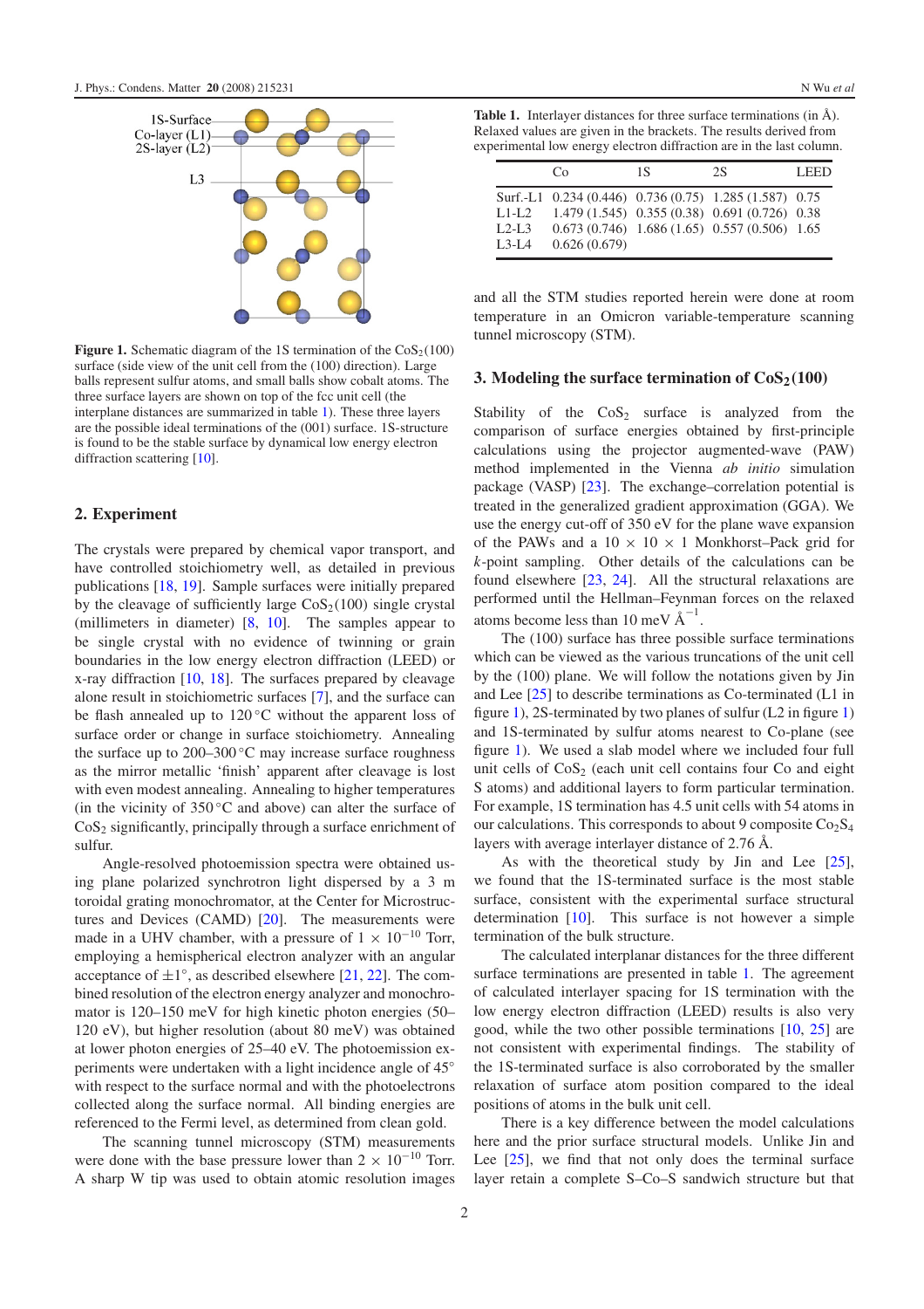**Figure 1.** Schematic diagram of the 1S termination of the $CoS_2(100)$ surface (side view of the unit cell from the (100) direction). Large balls represent sulfur atoms, and small balls show cobalt atoms. The three surface layers are shown on top of the fcc unit cell (the interplane distances are summarized in table 1). These three layers are the possible ideal terminations of the (001) surface. 1S-structure is found to be the stable surface by dynamical low energy electron diffraction scattering [10].

## 2. Experiment

The crystals were prepared by chemical vapor transport, and have controlled stoichiometry well, as detailed in previous publications [18, 19]. Sample surfaces were initially prepared by the cleavage of sufficiently large $CoS_2(100)$ single crystal (millimeters in diameter) [8, 10]. The samples appear to be single crystal with no evidence of twinning or grain boundaries in the low energy electron diffraction (LEED) or x-ray diffraction [10, 18]. The surfaces prepared by cleavage alone result in stoichiometric surfaces [7], and the surface can be flash annealed up to 120 °C without the apparent loss of surface order or change in surface stoichiometry. Annealing the surface up to 200–300 °C may increase surface roughness as the mirror metallic 'finish' apparent after cleavage is lost with even modest annealing. Annealing to higher temperatures (in the vicinity of 350 °C and above) can alter the surface of $CoS_2$ significantly, principally through a surface enrichment of sulfur.

Angle-resolved photoemission spectra were obtained using plane polarized synchrotron light dispersed by a 3 m toroidal grating monochromator, at the Center for Microstructures and Devices (CAMD) [20]. The measurements were made in a UHV chamber, with a pressure of $1 \times 10^{-10}$ Torr, employing a hemispherical electron analyzer with an angular acceptance of $\pm 1°$, as described elsewhere [21, 22]. The combined resolution of the electron energy analyzer and monochromator is 120–150 meV for high kinetic photon energies (50–120 eV), but higher resolution (about 80 meV) was obtained at lower photon energies of 25–40 eV. The photoemission experiments were undertaken with a light incidence angle of 45° with respect to the surface normal and with the photoelectrons collected along the surface normal. All binding energies are referenced to the Fermi level, as determined from clean gold.

The scanning tunnel microscopy (STM) measurements were done with the base pressure lower than $2 \times 10^{-10}$ Torr. A sharp W tip was used to obtain atomic resolution images and all the STM studies reported herein were done at room temperature in an Omicron variable-temperature scanning tunnel microscopy (STM).

**Table 1.** Interlayer distances for three surface terminations (in Å). Relaxed values are given in the brackets. The results derived from experimental low energy electron diffraction are in the last column.

| | Co | 1S | 2S | LEED |
|---|---|---|---|---|
| Surf.-L1 | 0.234 (0.446) | 0.736 (0.75) | 1.285 (1.587) | 0.75 |
| L1-L2 | 1.479 (1.545) | 0.355 (0.38) | 0.691 (0.726) | 0.38 |
| L2-L3 | 0.673 (0.746) | 1.686 (1.65) | 0.557 (0.506) | 1.65 |
| L3-L4 | 0.626 (0.679) | | | |

## 3. Modeling the surface termination of $CoS_2(100)$

Stability of the $CoS_2$ surface is analyzed from the comparison of surface energies obtained by first-principle calculations using the projector augmented-wave (PAW) method implemented in the Vienna *ab initio* simulation package (VASP) [23]. The exchange–correlation potential is treated in the generalized gradient approximation (GGA). We use the energy cut-off of 350 eV for the plane wave expansion of the PAWs and a 10 × 10 × 1 Monkhorst–Pack grid for *k*-point sampling. Other details of the calculations can be found elsewhere [23, 24]. All the structural relaxations are performed until the Hellman–Feynman forces on the relaxed atoms become less than 10 meV $Å^{-1}$.

The (100) surface has three possible surface terminations which can be viewed as the various truncations of the unit cell by the (100) plane. We will follow the notations given by Jin and Lee [25] to describe terminations as Co-terminated (L1 in figure 1), 2S-terminated by two planes of sulfur (L2 in figure 1) and 1S-terminated by sulfur atoms nearest to Co-plane (see figure 1). We used a slab model where we included four full unit cells of $CoS_2$ (each unit cell contains four Co and eight S atoms) and additional layers to form particular termination. For example, 1S termination has 4.5 unit cells with 54 atoms in our calculations. This corresponds to about 9 composite $Co_2S_4$ layers with average interlayer distance of 2.76 Å.

As with the theoretical study by Jin and Lee [25], we found that the 1S-terminated surface is the most stable surface, consistent with the experimental surface structural determination [10]. This surface is not however a simple termination of the bulk structure.

The calculated interplanar distances for the three different surface terminations are presented in table 1. The agreement of calculated interlayer spacing for 1S termination with the low energy electron diffraction (LEED) results is also very good, while the two other possible terminations [10, 25] are not consistent with experimental findings. The stability of the 1S-terminated surface is also corroborated by the smaller relaxation of surface atom position compared to the ideal positions of atoms in the bulk unit cell.

There is a key difference between the model calculations here and the prior surface structural models. Unlike Jin and Lee [25], we find that not only does the terminal surface layer retain a complete S–Co–S sandwich structure but that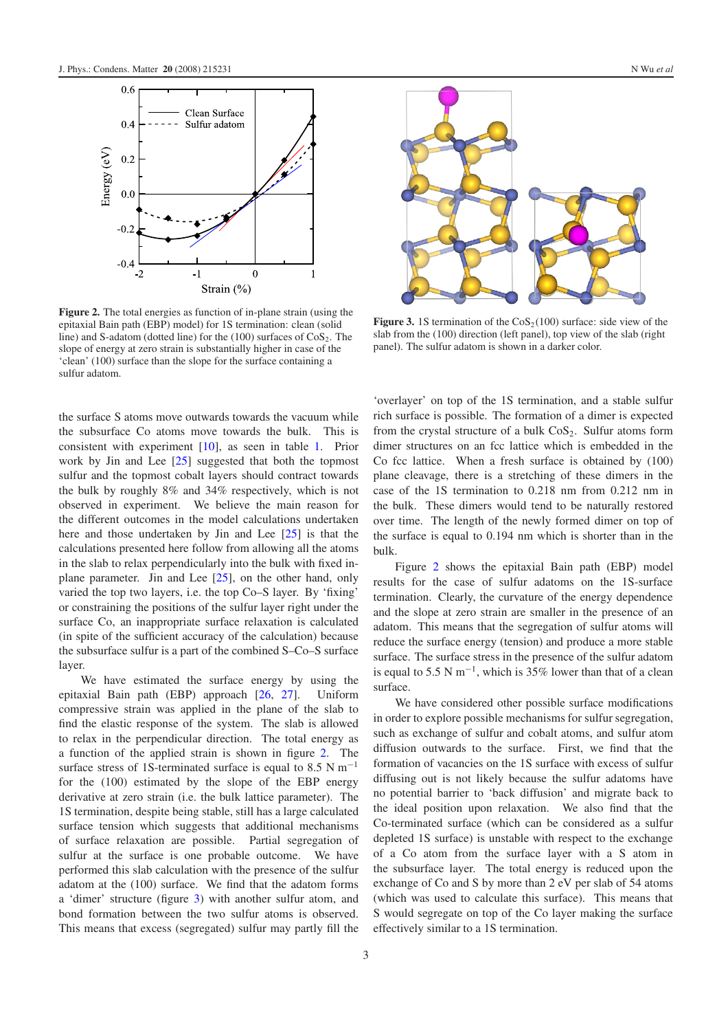Figure 2. The total energies as function of in-plane strain (using the epitaxial Bain path (EBP) model) for 1S termination: clean (solid line) and S-adatom (dotted line) for the (100) surfaces of $CoS_2$. The slope of energy at zero strain is substantially higher in case of the 'clean' (100) surface than the slope for the surface containing a sulfur adatom.

Figure 3. 1S termination of the $CoS_2(100)$ surface: side view of the slab from the (100) direction (left panel), top view of the slab (right panel). The sulfur adatom is shown in a darker color.

the surface S atoms move outwards towards the vacuum while the subsurface Co atoms move towards the bulk. This is consistent with experiment [10], as seen in table 1. Prior work by Jin and Lee [25] suggested that both the topmost sulfur and the topmost cobalt layers should contract towards the bulk by roughly 8% and 34% respectively, which is not observed in experiment. We believe the main reason for the different outcomes in the model calculations undertaken here and those undertaken by Jin and Lee [25] is that the calculations presented here follow from allowing all the atoms in the slab to relax perpendicularly into the bulk with fixed in-plane parameter. Jin and Lee [25], on the other hand, only varied the top two layers, i.e. the top Co–S layer. By 'fixing' or constraining the positions of the sulfur layer right under the surface Co, an inappropriate surface relaxation is calculated (in spite of the sufficient accuracy of the calculation) because the subsurface sulfur is a part of the combined S–Co–S surface layer.

We have estimated the surface energy by using the epitaxial Bain path (EBP) approach [26, 27]. Uniform compressive strain was applied in the plane of the slab to find the elastic response of the system. The slab is allowed to relax in the perpendicular direction. The total energy as a function of the applied strain is shown in figure 2. The surface stress of 1S-terminated surface is equal to 8.5 N $m^{-1}$ for the (100) estimated by the slope of the EBP energy derivative at zero strain (i.e. the bulk lattice parameter). The 1S termination, despite being stable, still has a large calculated surface tension which suggests that additional mechanisms of surface relaxation are possible. Partial segregation of sulfur at the surface is one probable outcome. We have performed this slab calculation with the presence of the sulfur adatom at the (100) surface. We find that the adatom forms a 'dimer' structure (figure 3) with another sulfur atom, and bond formation between the two sulfur atoms is observed. This means that excess (segregated) sulfur may partly fill the 'overlayer' on top of the 1S termination, and a stable sulfur rich surface is possible. The formation of a dimer is expected from the crystal structure of a bulk $CoS_2$. Sulfur atoms form dimer structures on an fcc lattice which is embedded in the Co fcc lattice. When a fresh surface is obtained by (100) plane cleavage, there is a stretching of these dimers in the case of the 1S termination to 0.218 nm from 0.212 nm in the bulk. These dimers would tend to be naturally restored over time. The length of the newly formed dimer on top of the surface is equal to 0.194 nm which is shorter than in the bulk.

Figure 2 shows the epitaxial Bain path (EBP) model results for the case of sulfur adatoms on the 1S-surface termination. Clearly, the curvature of the energy dependence and the slope at zero strain are smaller in the presence of an adatom. This means that the segregation of sulfur atoms will reduce the surface energy (tension) and produce a more stable surface. The surface stress in the presence of the sulfur adatom is equal to 5.5 N $m^{-1}$, which is 35% lower than that of a clean surface.

We have considered other possible surface modifications in order to explore possible mechanisms for sulfur segregation, such as exchange of sulfur and cobalt atoms, and sulfur atom diffusion outwards to the surface. First, we find that the formation of vacancies on the 1S surface with excess of sulfur diffusing out is not likely because the sulfur adatoms have no potential barrier to 'back diffusion' and migrate back to the ideal position upon relaxation. We also find that the Co-terminated surface (which can be considered as a sulfur depleted 1S surface) is unstable with respect to the exchange of a Co atom from the surface layer with a S atom in the subsurface layer. The total energy is reduced upon the exchange of Co and S by more than 2 eV per slab of 54 atoms (which was used to calculate this surface). This means that S would segregate on top of the Co layer making the surface effectively similar to a 1S termination.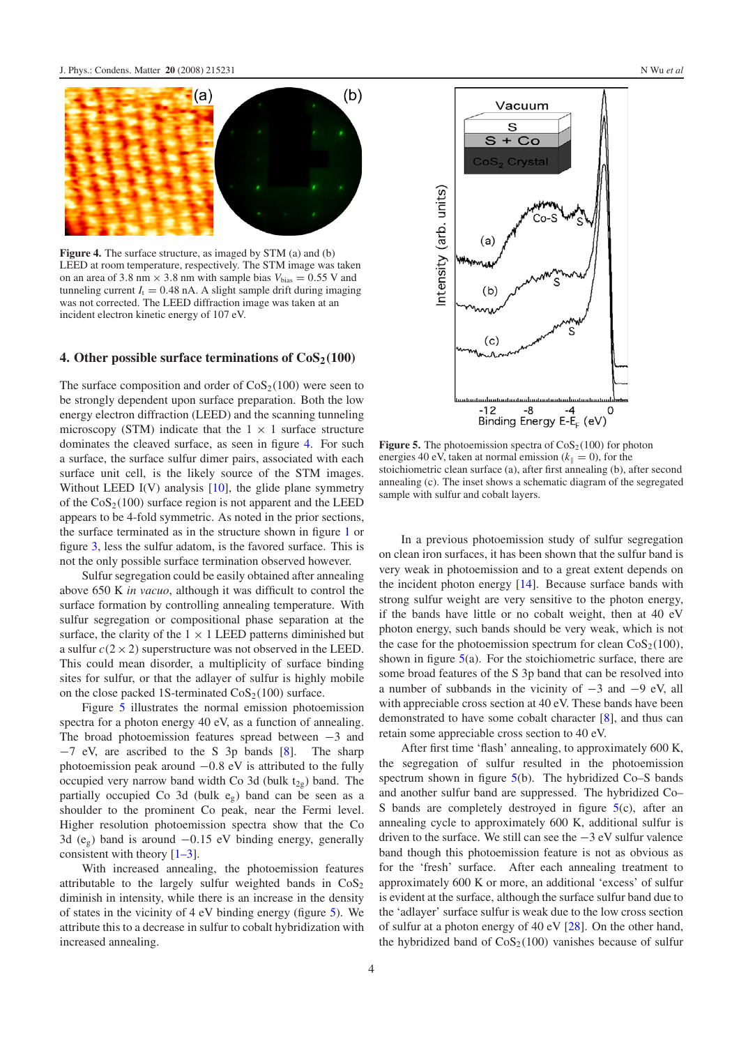**Figure 4.** The surface structure, as imaged by STM (a) and (b) LEED at room temperature, respectively. The STM image was taken on an area of 3.8 nm × 3.8 nm with sample bias $V_{bias} = 0.55$ V and tunneling current $I_t = 0.48$ nA. A slight sample drift during imaging was not corrected. The LEED diffraction image was taken at an incident electron kinetic energy of 107 eV.

## 4. Other possible surface terminations of $CoS_2(100)$

The surface composition and order of $CoS_2(100)$ were seen to be strongly dependent upon surface preparation. Both the low energy electron diffraction (LEED) and the scanning tunneling microscopy (STM) indicate that the 1 × 1 surface structure dominates the cleaved surface, as seen in figure 4. For such a surface, the surface sulfur dimer pairs, associated with each surface unit cell, is the likely source of the STM images. Without LEED I(V) analysis [10], the glide plane symmetry of the $CoS_2(100)$ surface region is not apparent and the LEED appears to be 4-fold symmetric. As noted in the prior sections, the surface terminated as in the structure shown in figure 1 or figure 3, less the sulfur adatom, is the favored surface. This is not the only possible surface termination observed however.

Sulfur segregation could be easily obtained after annealing above 650 K *in vacuo*, although it was difficult to control the surface formation by controlling annealing temperature. With sulfur segregation or compositional phase separation at the surface, the clarity of the 1 × 1 LEED patterns diminished but a sulfur $c(2 \times 2)$ superstructure was not observed in the LEED. This could mean disorder, a multiplicity of surface binding sites for sulfur, or that the adlayer of sulfur is highly mobile on the close packed 1S-terminated $CoS_2(100)$ surface.

Figure 5 illustrates the normal emission photoemission spectra for a photon energy 40 eV, as a function of annealing. The broad photoemission features spread between −3 and −7 eV, are ascribed to the S 3p bands [8]. The sharp photoemission peak around −0.8 eV is attributed to the fully occupied very narrow band width Co 3d (bulk $t_{2g}$) band. The partially occupied Co 3d (bulk $e_g$) band can be seen as a shoulder to the prominent Co peak, near the Fermi level. Higher resolution photoemission spectra show that the Co 3d ($e_g$) band is around −0.15 eV binding energy, generally consistent with theory [1–3].

With increased annealing, the photoemission features attributable to the largely sulfur weighted bands in $CoS_2$ diminish in intensity, while there is an increase in the density of states in the vicinity of 4 eV binding energy (figure 5). We attribute this to a decrease in sulfur to cobalt hybridization with increased annealing.

**Figure 5.** The photoemission spectra of $CoS_2(100)$ for photon energies 40 eV, taken at normal emission ($k_{\parallel} = 0$), for the stoichiometric clean surface (a), after first annealing (b), after second annealing (c). The inset shows a schematic diagram of the segregated sample with sulfur and cobalt layers.

In a previous photoemission study of sulfur segregation on clean iron surfaces, it has been shown that the sulfur band is very weak in photoemission and to a great extent depends on the incident photon energy [14]. Because surface bands with strong sulfur weight are very sensitive to the photon energy, if the bands have little or no cobalt weight, then at 40 eV photon energy, such bands should be very weak, which is not the case for the photoemission spectrum for clean $CoS_2(100)$, shown in figure 5(a). For the stoichiometric surface, there are some broad features of the S 3p band that can be resolved into a number of subbands in the vicinity of −3 and −9 eV, all with appreciable cross section at 40 eV. These bands have been demonstrated to have some cobalt character [8], and thus can retain some appreciable cross section to 40 eV.

After first time 'flash' annealing, to approximately 600 K, the segregation of sulfur resulted in the photoemission spectrum shown in figure 5(b). The hybridized Co–S bands and another sulfur band are suppressed. The hybridized Co–S bands are completely destroyed in figure 5(c), after an annealing cycle to approximately 600 K, additional sulfur is driven to the surface. We still can see the −3 eV sulfur valence band though this photoemission feature is not as obvious as for the 'fresh' surface. After each annealing treatment to approximately 600 K or more, an additional 'excess' of sulfur is evident at the surface, although the surface sulfur band due to the 'adlayer' surface sulfur is weak due to the low cross section of sulfur at a photon energy of 40 eV [28]. On the other hand, the hybridized band of $CoS_2(100)$ vanishes because of sulfur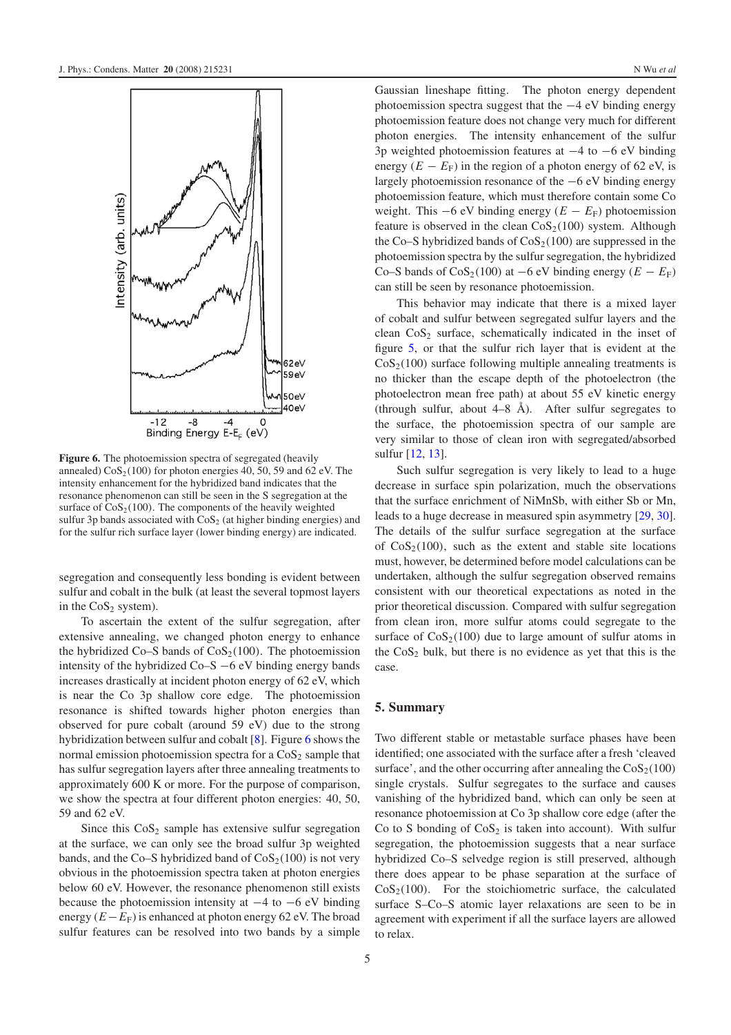**Figure 6.** The photoemission spectra of segregated (heavily annealed) $CoS_2(100)$ for photon energies 40, 50, 59 and 62 eV. The intensity enhancement for the hybridized band indicates that the resonance phenomenon can still be seen in the S segregation at the surface of $CoS_2(100)$. The components of the heavily weighted sulfur 3p bands associated with $CoS_2$ (at higher binding energies) and for the sulfur rich surface layer (lower binding energy) are indicated.

segregation and consequently less bonding is evident between sulfur and cobalt in the bulk (at least the several topmost layers in the $CoS_2$ system).

To ascertain the extent of the sulfur segregation, after extensive annealing, we changed photon energy to enhance the hybridized Co–S bands of $CoS_2(100)$. The photoemission intensity of the hybridized Co–S −6 eV binding energy bands increases drastically at incident photon energy of 62 eV, which is near the Co 3p shallow core edge. The photoemission resonance is shifted towards higher photon energies than observed for pure cobalt (around 59 eV) due to the strong hybridization between sulfur and cobalt [8]. Figure 6 shows the normal emission photoemission spectra for a $CoS_2$ sample that has sulfur segregation layers after three annealing treatments to approximately 600 K or more. For the purpose of comparison, we show the spectra at four different photon energies: 40, 50, 59 and 62 eV.

Since this $CoS_2$ sample has extensive sulfur segregation at the surface, we can only see the broad sulfur 3p weighted bands, and the Co–S hybridized band of $CoS_2(100)$ is not very obvious in the photoemission spectra taken at photon energies below 60 eV. However, the resonance phenomenon still exists because the photoemission intensity at −4 to −6 eV binding energy ($E - E_F$) is enhanced at photon energy 62 eV. The broad sulfur features can be resolved into two bands by a simple Gaussian lineshape fitting. The photon energy dependent photoemission spectra suggest that the −4 eV binding energy photoemission feature does not change very much for different photon energies. The intensity enhancement of the sulfur 3p weighted photoemission features at −4 to −6 eV binding energy ($E - E_F$) in the region of a photon energy of 62 eV, is largely photoemission resonance of the −6 eV binding energy photoemission feature, which must therefore contain some Co weight. This −6 eV binding energy ($E - E_F$) photoemission feature is observed in the clean $CoS_2(100)$ system. Although the Co–S hybridized bands of $CoS_2(100)$ are suppressed in the photoemission spectra by the sulfur segregation, the hybridized Co–S bands of $CoS_2(100)$ at −6 eV binding energy ($E - E_F$) can still be seen by resonance photoemission.

This behavior may indicate that there is a mixed layer of cobalt and sulfur between segregated sulfur layers and the clean $CoS_2$ surface, schematically indicated in the inset of figure 5, or that the sulfur rich layer that is evident at the $CoS_2(100)$ surface following multiple annealing treatments is no thicker than the escape depth of the photoelectron (the photoelectron mean free path) at about 55 eV kinetic energy (through sulfur, about 4–8 Å). After sulfur segregates to the surface, the photoemission spectra of our sample are very similar to those of clean iron with segregated/absorbed sulfur [12, 13].

Such sulfur segregation is very likely to lead to a huge decrease in surface spin polarization, much the observations that the surface enrichment of NiMnSb, with either Sb or Mn, leads to a huge decrease in measured spin asymmetry [29, 30]. The details of the sulfur surface segregation at the surface of $CoS_2(100)$, such as the extent and stable site locations must, however, be determined before model calculations can be undertaken, although the sulfur segregation observed remains consistent with our theoretical expectations as noted in the prior theoretical discussion. Compared with sulfur segregation from clean iron, more sulfur atoms could segregate to the surface of $CoS_2(100)$ due to large amount of sulfur atoms in the $CoS_2$ bulk, but there is no evidence as yet that this is the case.

## 5. Summary

Two different stable or metastable surface phases have been identified; one associated with the surface after a fresh 'cleaved surface', and the other occurring after annealing the $CoS_2(100)$ single crystals. Sulfur segregates to the surface and causes vanishing of the hybridized band, which can only be seen at resonance photoemission at Co 3p shallow core edge (after the Co to S bonding of $CoS_2$ is taken into account). With sulfur segregation, the photoemission suggests that a near surface hybridized Co–S selvedge region is still preserved, although there does appear to be phase separation at the surface of $CoS_2(100)$. For the stoichiometric surface, the calculated surface S–Co–S atomic layer relaxations are seen to be in agreement with experiment if all the surface layers are allowed to relax.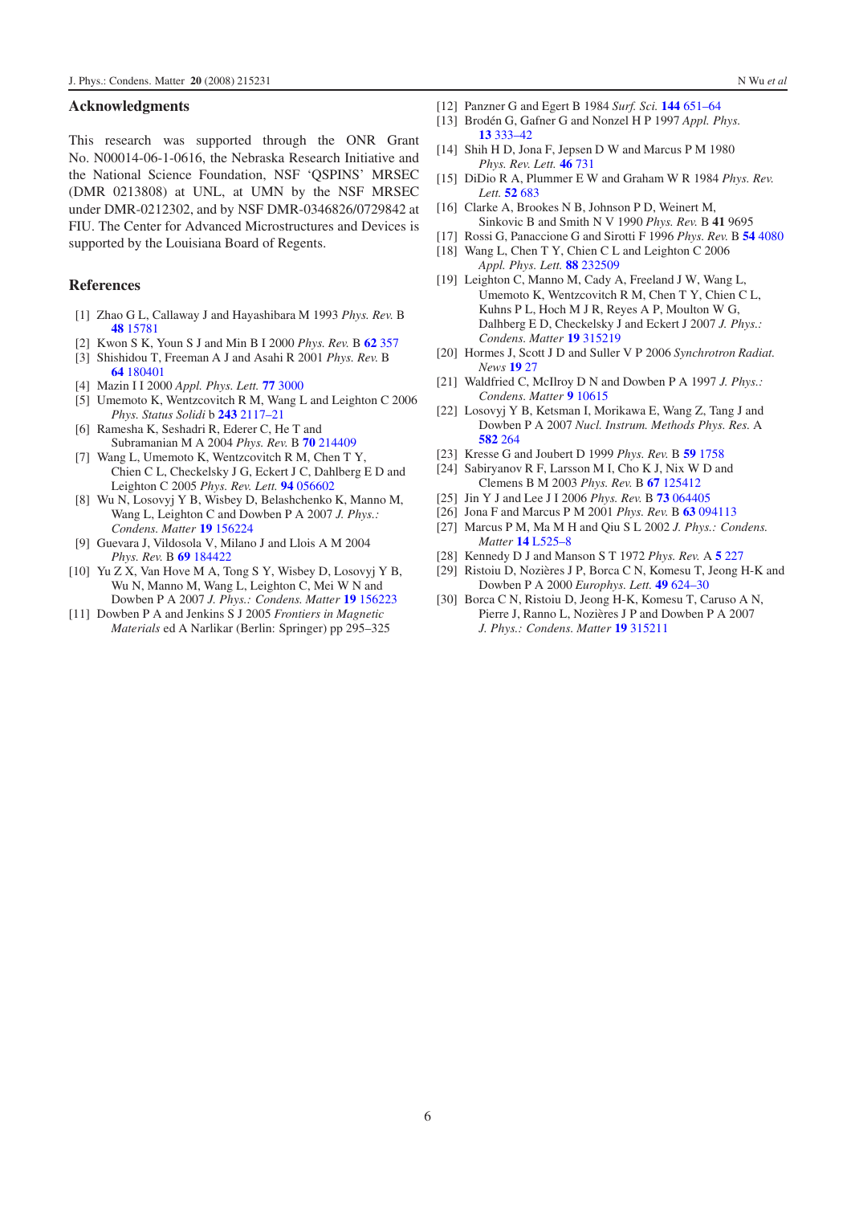## Acknowledgments

This research was supported through the ONR Grant No. N00014-06-1-0616, the Nebraska Research Initiative and the National Science Foundation, NSF 'QSPINS' MRSEC (DMR 0213808) at UNL, at UMN by the NSF MRSEC under DMR-0212302, and by NSF DMR-0346826/0729842 at FIU. The Center for Advanced Microstructures and Devices is supported by the Louisiana Board of Regents.

## References

[1] Zhao G L, Callaway J and Hayashibara M 1993 *Phys. Rev.* B **48** 15781

[2] Kwon S K, Youn S J and Min B I 2000 *Phys. Rev.* B **62** 357

[3] Shishidou T, Freeman A J and Asahi R 2001 *Phys. Rev.* B **64** 180401

[4] Mazin I I 2000 *Appl. Phys. Lett.* **77** 3000

[5] Umemoto K, Wentzcovitch R M, Wang L and Leighton C 2006 *Phys. Status Solidi* b **243** 2117–21

[6] Ramesha K, Seshadri R, Ederer C, He T and Subramanian M A 2004 *Phys. Rev.* B **70** 214409

[7] Wang L, Umemoto K, Wentzcovitch R M, Chen T Y, Chien C L, Checkelsky J G, Eckert J C, Dahlberg E D and Leighton C 2005 *Phys. Rev. Lett.* **94** 056602

[8] Wu N, Losovyj Y B, Wisbey D, Belashchenko K, Manno M, Wang L, Leighton C and Dowben P A 2007 *J. Phys.: Condens. Matter* **19** 156224

[9] Guevara J, Vildosola V, Milano J and Llois A M 2004 *Phys. Rev.* B **69** 184422

[10] Yu Z X, Van Hove M A, Tong S Y, Wisbey D, Losovyj Y B, Wu N, Manno M, Wang L, Leighton C, Mei W N and Dowben P A 2007 *J. Phys.: Condens. Matter* **19** 156223

[11] Dowben P A and Jenkins S J 2005 *Frontiers in Magnetic Materials* ed A Narlikar (Berlin: Springer) pp 295–325

[12] Panzner G and Egert B 1984 *Surf. Sci.* **144** 651–64

[13] Brodén G, Gafner G and Nonzel H P 1997 *Appl. Phys.* **13** 333–42

[14] Shih H D, Jona F, Jepsen D W and Marcus P M 1980 *Phys. Rev. Lett.* **46** 731

[15] DiDio R A, Plummer E W and Graham W R 1984 *Phys. Rev. Lett.* **52** 683

[16] Clarke A, Brookes N B, Johnson P D, Weinert M, Sinkovic B and Smith N V 1990 *Phys. Rev.* B **41** 9695

[17] Rossi G, Panaccione G and Sirotti F 1996 *Phys. Rev.* B **54** 4080

[18] Wang L, Chen T Y, Chien C L and Leighton C 2006 *Appl. Phys. Lett.* **88** 232509

[19] Leighton C, Manno M, Cady A, Freeland J W, Wang L, Umemoto K, Wentzcovitch R M, Chen T Y, Chien C L, Kuhns P L, Hoch M J R, Reyes A P, Moulton W G, Dalhberg E D, Checkelsky J and Eckert J 2007 *J. Phys.: Condens. Matter* **19** 315219

[20] Hormes J, Scott J D and Suller V P 2006 *Synchrotron Radiat. News* **19** 27

[21] Waldfried C, McIlroy D N and Dowben P A 1997 *J. Phys.: Condens. Matter* **9** 10615

[22] Losovyj Y B, Ketsman I, Morikawa E, Wang Z, Tang J and Dowben P A 2007 *Nucl. Instrum. Methods Phys. Res.* A **582** 264

[23] Kresse G and Joubert D 1999 *Phys. Rev.* B **59** 1758

[24] Sabiryanov R F, Larsson M I, Cho K J, Nix W D and Clemens B M 2003 *Phys. Rev.* B **67** 125412

[25] Jin Y J and Lee J I 2006 *Phys. Rev.* B **73** 064405

[26] Jona F and Marcus P M 2001 *Phys. Rev.* B **63** 094113

[27] Marcus P M, Ma M H and Qiu S L 2002 *J. Phys.: Condens. Matter* **14** L525–8

[28] Kennedy D J and Manson S T 1972 *Phys. Rev.* A **5** 227

[29] Ristoiu D, Nozières J P, Borca C N, Komesu T, Jeong H-K and Dowben P A 2000 *Europhys. Lett.* **49** 624–30

[30] Borca C N, Ristoiu D, Jeong H-K, Komesu T, Caruso A N, Pierre J, Ranno L, Nozières J P and Dowben P A 2007 *J. Phys.: Condens. Matter* **19** 315211